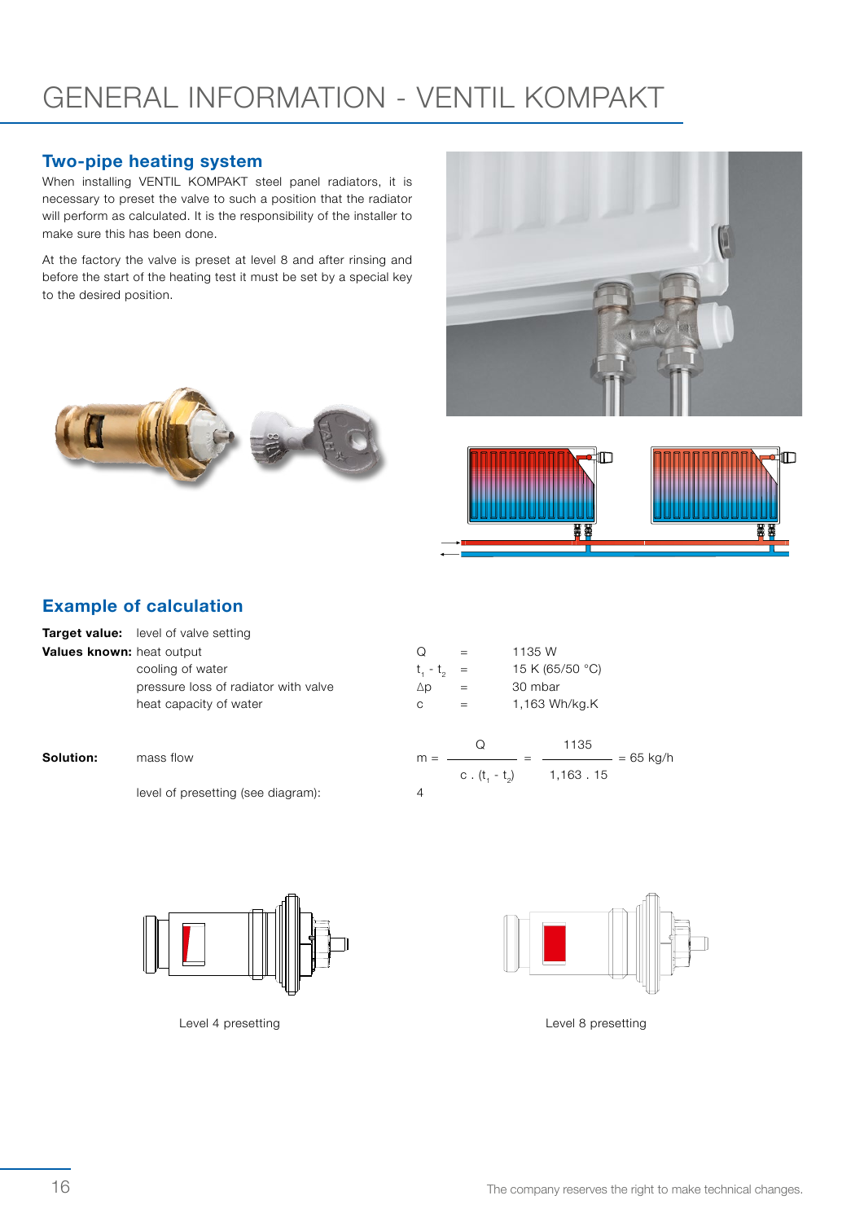# GENERAL INFORMATION - VENTIL KOMPAKT

## Two-pipe heating system

When installing VENTIL KOMPAKT steel panel radiators, it is necessary to preset the valve to such a position that the radiator will perform as calculated. It is the responsibility of the installer to make sure this has been done.

At the factory the valve is preset at level 8 and after rinsing and before the start of the heating test it must be set by a special key to the desired position.

## Example of calculation

**Target value:** level of valve setting

**Values known:**

| | | |
|---|---|---|
| heat output | $Q$ = | 1135 W |
| cooling of water | $t_1 - t_2$ = | 15 K (65/50 °C) |
| pressure loss of radiator with valve | $\Delta p$ = | 30 mbar |
| heat capacity of water | $c$ = | 1,163 Wh/kg.K |

**Solution:** mass flow

$$m = \frac{Q}{c \cdot (t_1 - t_2)} = \frac{1135}{1{,}163 \cdot 15} = 65 \text{ kg/h}$$

level of presetting (see diagram): 4

Level 4 presetting

Level 8 presetting

The company reserves the right to make technical changes.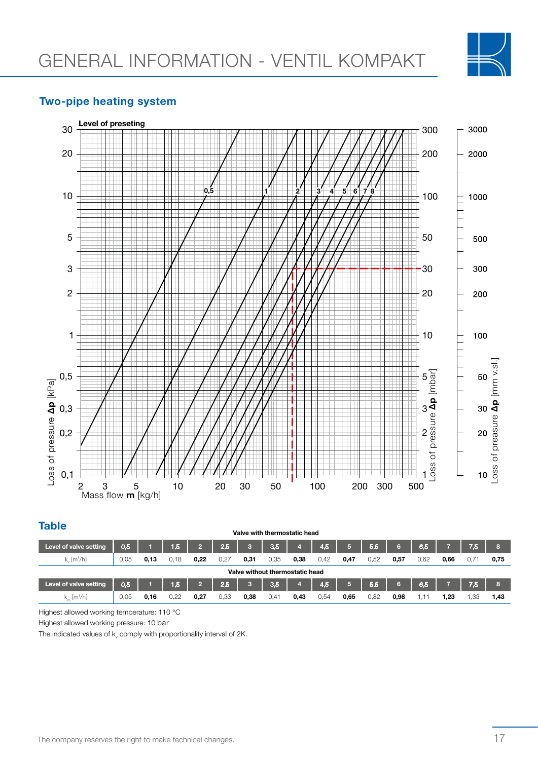# GENERAL INFORMATION - VENTIL KOMPAKT

## Two-pipe heating system

Level of preseting

0,5
1
2
3
4
5
6
7
8

Loss of pressure **Δp** [kPa]

30
20
10
5
3
2
1
0,5
0,3
0,2
0,1

Loss of pressure **Δp** [mbar]

300
200
100
50
30
20
10
5
3
2
1

Loss of preasure **Δp** [mm v.sl.]

3000
2000
1000
500
300
200
100
50
30
20
10

Mass flow **m** [kg/h]

2 3 5 10 20 30 50 100 200 300 500

## Table

| Valve with thermostatic head | | | | | | | | | | | | | | | |
|---|---|---|---|---|---|---|---|---|---|---|---|---|---|---|---|
| **Level of valve setting** | 0,5 | 1 | 1,5 | 2 | 2,5 | 3 | 3,5 | 4 | 4,5 | 5 | 5,5 | 6 | 6,5 | 7 | 7,5 | 8 |
| $k_v$ [m³/h] | 0,05 | **0,13** | 0,18 | **0,22** | 0,27 | **0,31** | 0,35 | **0,38** | 0,42 | **0,47** | 0,52 | **0,57** | 0,62 | **0,66** | 0,71 | **0,75** |
| **Valve without thermostatic head** | | | | | | | | | | | | | | | | |
| **Level of valve setting** | 0,5 | 1 | 1,5 | 2 | 2,5 | 3 | 3,5 | 4 | 4,5 | 5 | 5,5 | 6 | 6,5 | 7 | 7,5 | 8 |
| $k_{vs}$ [m³/h] | 0,05 | **0,16** | 0,22 | **0,27** | 0,33 | **0,38** | 0,41 | **0,43** | 0,54 | **0,65** | 0,82 | **0,98** | 1,11 | **1,23** | 1,33 | **1,43** |

Highest allowed working temperature: 110 °C

Highest allowed working pressure: 10 bar

The indicated values of $k_v$ comply with proportionality interval of 2K.

The company reserves the right to make technical changes.